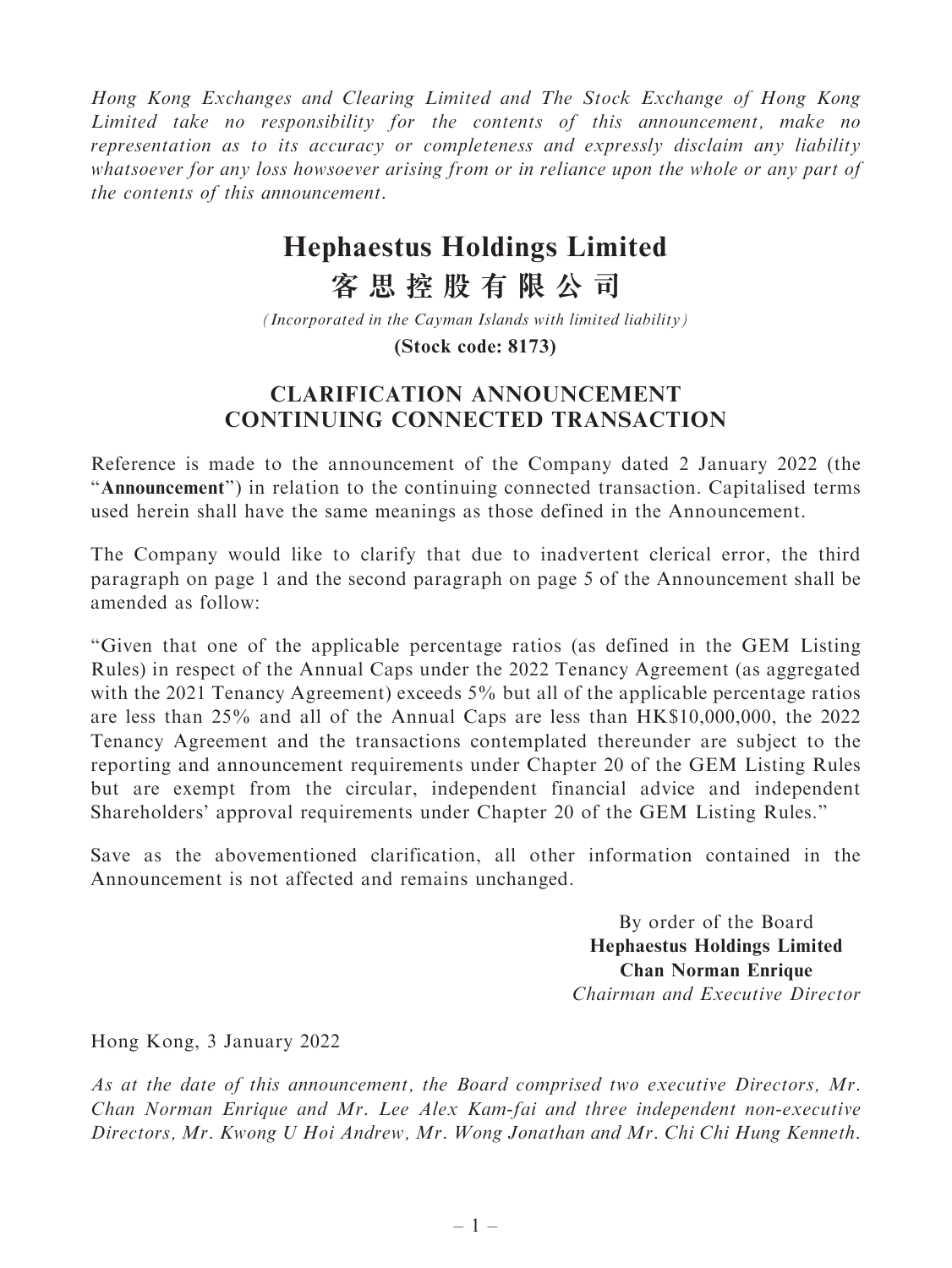*Hong Kong Exchanges and Clearing Limited and The Stock Exchange of Hong Kong Limited take no responsibility for the contents of this announcement, make no representation as to its accuracy or completeness and expressly disclaim any liability whatsoever for any loss howsoever arising from or in reliance upon the whole or any part of the contents of this announcement.*

# Hephaestus Holdings Limited
# 客思控股有限公司

*(Incorporated in the Cayman Islands with limited liability)*

**(Stock code: 8173)**

## CLARIFICATION ANNOUNCEMENT CONTINUING CONNECTED TRANSACTION

Reference is made to the announcement of the Company dated 2 January 2022 (the "**Announcement**") in relation to the continuing connected transaction. Capitalised terms used herein shall have the same meanings as those defined in the Announcement.

The Company would like to clarify that due to inadvertent clerical error, the third paragraph on page 1 and the second paragraph on page 5 of the Announcement shall be amended as follow:

"Given that one of the applicable percentage ratios (as defined in the GEM Listing Rules) in respect of the Annual Caps under the 2022 Tenancy Agreement (as aggregated with the 2021 Tenancy Agreement) exceeds 5% but all of the applicable percentage ratios are less than 25% and all of the Annual Caps are less than HK$10,000,000, the 2022 Tenancy Agreement and the transactions contemplated thereunder are subject to the reporting and announcement requirements under Chapter 20 of the GEM Listing Rules but are exempt from the circular, independent financial advice and independent Shareholders' approval requirements under Chapter 20 of the GEM Listing Rules."

Save as the abovementioned clarification, all other information contained in the Announcement is not affected and remains unchanged.

By order of the Board
**Hephaestus Holdings Limited**
**Chan Norman Enrique**
*Chairman and Executive Director*

Hong Kong, 3 January 2022

*As at the date of this announcement, the Board comprised two executive Directors, Mr. Chan Norman Enrique and Mr. Lee Alex Kam-fai and three independent non-executive Directors, Mr. Kwong U Hoi Andrew, Mr. Wong Jonathan and Mr. Chi Chi Hung Kenneth.*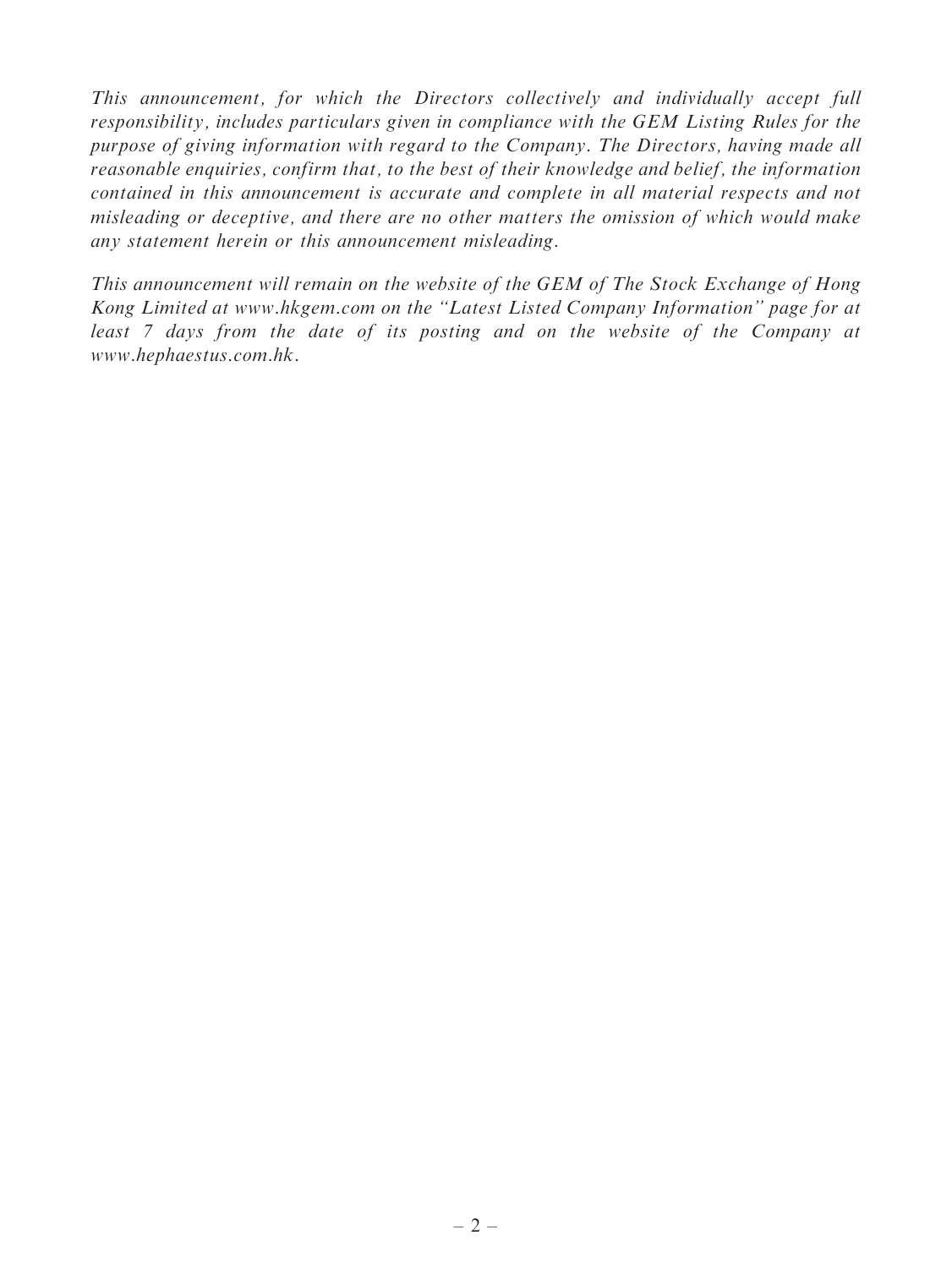*This announcement, for which the Directors collectively and individually accept full responsibility, includes particulars given in compliance with the GEM Listing Rules for the purpose of giving information with regard to the Company. The Directors, having made all reasonable enquiries, confirm that, to the best of their knowledge and belief, the information contained in this announcement is accurate and complete in all material respects and not misleading or deceptive, and there are no other matters the omission of which would make any statement herein or this announcement misleading.*

*This announcement will remain on the website of the GEM of The Stock Exchange of Hong Kong Limited at www.hkgem.com on the "Latest Listed Company Information" page for at least 7 days from the date of its posting and on the website of the Company at www.hephaestus.com.hk.*